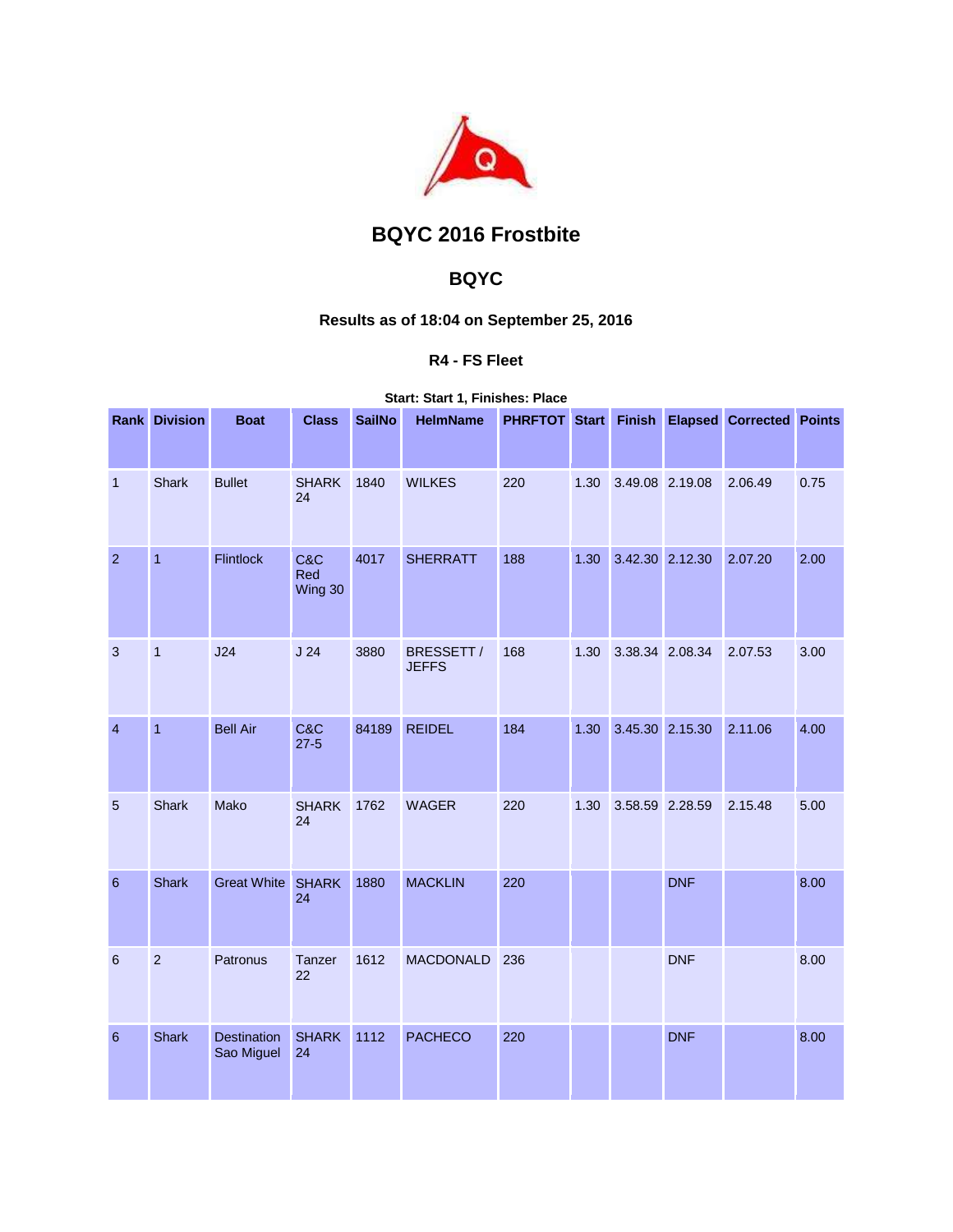# BQYC 2016 Frostbite

## BQYC

### Results as of 18:04 on September 25, 2016

#### R4 - FS Fleet

**Start: Start 1, Finishes: Place**

| Rank | Division | Boat | Class | SailNo | HelmName | PHRFTOT | Start | Finish | Elapsed | Corrected | Points |
|---|---|---|---|---|---|---|---|---|---|---|---|
| 1 | Shark | Bullet | SHARK 24 | 1840 | WILKES | 220 | 1.30 | 3.49.08 | 2.19.08 | 2.06.49 | 0.75 |
| 2 | 1 | Flintlock | C&C Red Wing 30 | 4017 | SHERRATT | 188 | 1.30 | 3.42.30 | 2.12.30 | 2.07.20 | 2.00 |
| 3 | 1 | J24 | J 24 | 3880 | BRESSETT / JEFFS | 168 | 1.30 | 3.38.34 | 2.08.34 | 2.07.53 | 3.00 |
| 4 | 1 | Bell Air | C&C 27-5 | 84189 | REIDEL | 184 | 1.30 | 3.45.30 | 2.15.30 | 2.11.06 | 4.00 |
| 5 | Shark | Mako | SHARK 24 | 1762 | WAGER | 220 | 1.30 | 3.58.59 | 2.28.59 | 2.15.48 | 5.00 |
| 6 | Shark | Great White | SHARK 24 | 1880 | MACKLIN | 220 | | | DNF | | 8.00 |
| 6 | 2 | Patronus | Tanzer 22 | 1612 | MACDONALD | 236 | | | DNF | | 8.00 |
| 6 | Shark | Destination Sao Miguel | SHARK 24 | 1112 | PACHECO | 220 | | | DNF | | 8.00 |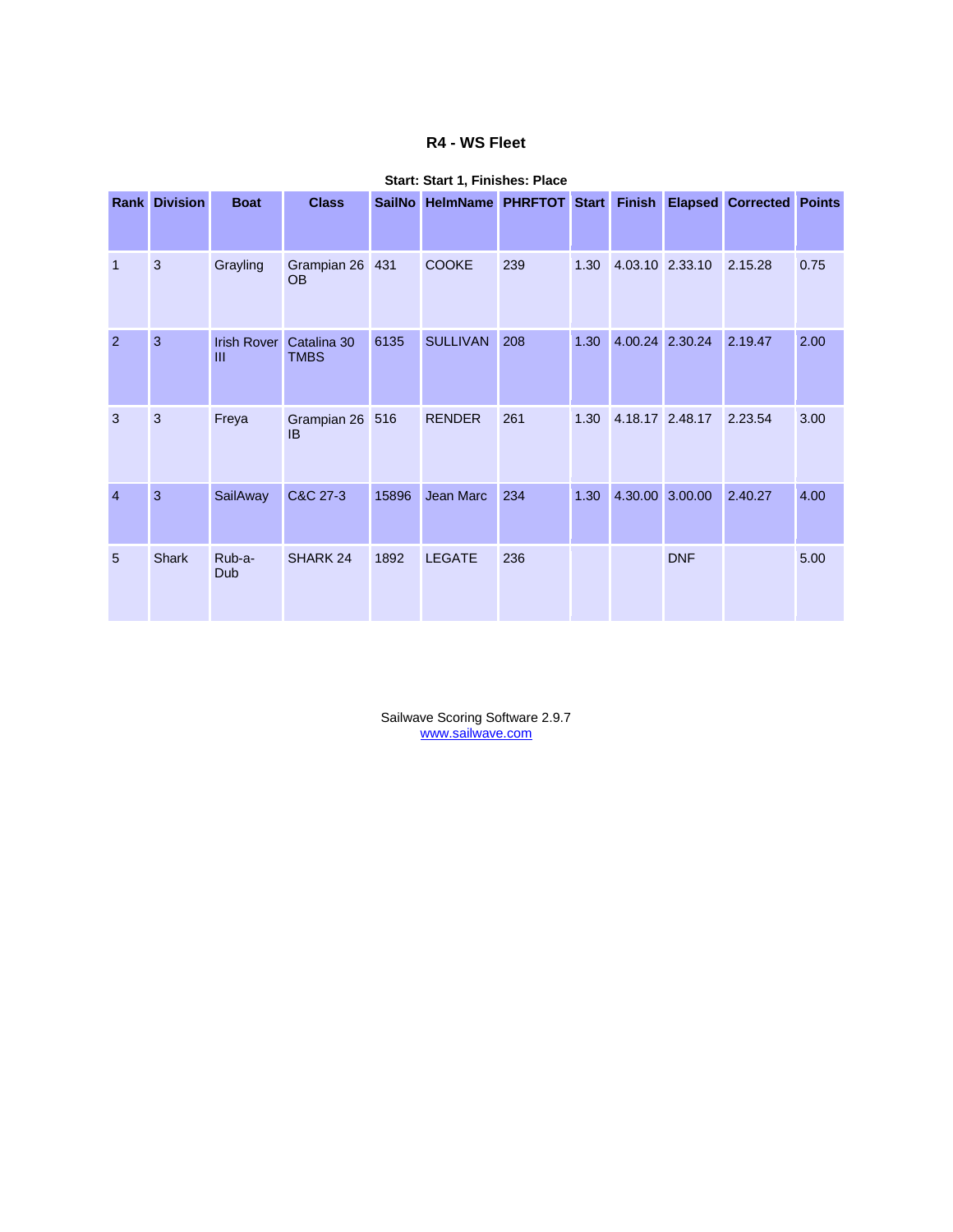# R4 - WS Fleet

**Start: Start 1, Finishes: Place**

| Rank | Division | Boat | Class | SailNo | HelmName | PHRFTOT | Start | Finish | Elapsed | Corrected | Points |
|---|---|---|---|---|---|---|---|---|---|---|---|
| 1 | 3 | Grayling | Grampian 26 OB | 431 | COOKE | 239 | 1.30 | 4.03.10 | 2.33.10 | 2.15.28 | 0.75 |
| 2 | 3 | Irish Rover III | Catalina 30 TMBS | 6135 | SULLIVAN | 208 | 1.30 | 4.00.24 | 2.30.24 | 2.19.47 | 2.00 |
| 3 | 3 | Freya | Grampian 26 IB | 516 | RENDER | 261 | 1.30 | 4.18.17 | 2.48.17 | 2.23.54 | 3.00 |
| 4 | 3 | SailAway | C&C 27-3 | 15896 | Jean Marc | 234 | 1.30 | 4.30.00 | 3.00.00 | 2.40.27 | 4.00 |
| 5 | Shark | Rub-a-Dub | SHARK 24 | 1892 | LEGATE | 236 | | | DNF | | 5.00 |

Sailwave Scoring Software 2.9.7
www.sailwave.com